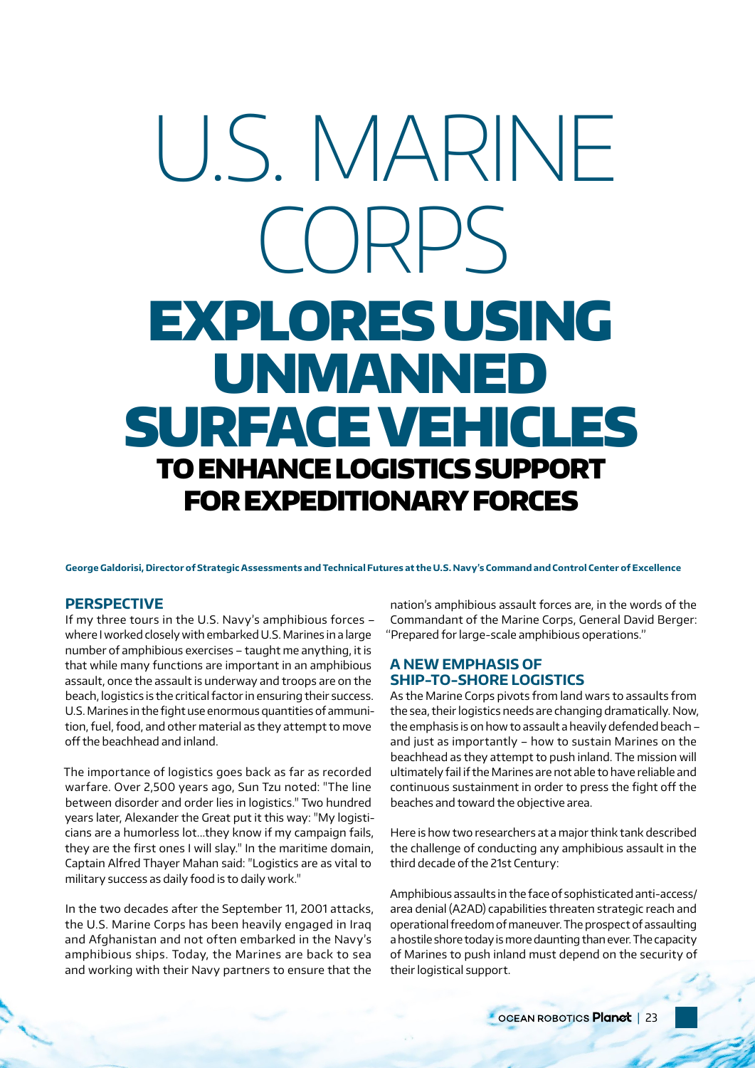# U.S. MARINE CORPS EXPLORES USING UNMANNED SURFACE VEHICLES TO ENHANCE LOGISTICS SUPPORT FOR EXPEDITIONARY FORCES

**George Galdorisi, Director of Strategic Assessments and Technical Futures at the U.S. Navy's Command and Control Center of Excellence**

## PERSPECTIVE

If my three tours in the U.S. Navy's amphibious forces – where I worked closely with embarked U.S. Marines in a large number of amphibious exercises – taught me anything, it is that while many functions are important in an amphibious assault, once the assault is underway and troops are on the beach, logistics is the critical factor in ensuring their success. U.S. Marines in the fight use enormous quantities of ammunition, fuel, food, and other material as they attempt to move off the beachhead and inland.

The importance of logistics goes back as far as recorded warfare. Over 2,500 years ago, Sun Tzu noted: "The line between disorder and order lies in logistics." Two hundred years later, Alexander the Great put it this way: "My logisticians are a humorless lot...they know if my campaign fails, they are the first ones I will slay." In the maritime domain, Captain Alfred Thayer Mahan said: "Logistics are as vital to military success as daily food is to daily work."

In the two decades after the September 11, 2001 attacks, the U.S. Marine Corps has been heavily engaged in Iraq and Afghanistan and not often embarked in the Navy's amphibious ships. Today, the Marines are back to sea and working with their Navy partners to ensure that the nation's amphibious assault forces are, in the words of the Commandant of the Marine Corps, General David Berger: "Prepared for large-scale amphibious operations."

## A NEW EMPHASIS OF SHIP-TO-SHORE LOGISTICS

As the Marine Corps pivots from land wars to assaults from the sea, their logistics needs are changing dramatically. Now, the emphasis is on how to assault a heavily defended beach – and just as importantly – how to sustain Marines on the beachhead as they attempt to push inland. The mission will ultimately fail if the Marines are not able to have reliable and continuous sustainment in order to press the fight off the beaches and toward the objective area.

Here is how two researchers at a major think tank described the challenge of conducting any amphibious assault in the third decade of the 21st Century:

Amphibious assaults in the face of sophisticated anti-access/area denial (A2AD) capabilities threaten strategic reach and operational freedom of maneuver. The prospect of assaulting a hostile shore today is more daunting than ever. The capacity of Marines to push inland must depend on the security of their logistical support.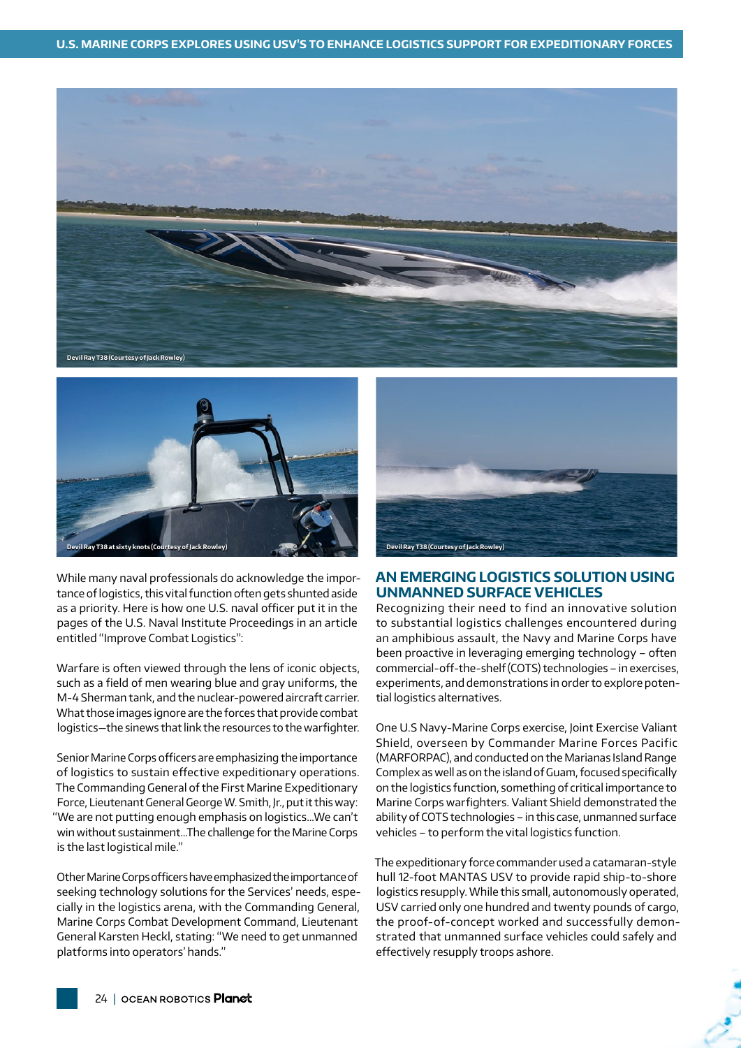Devil Ray T38 (Courtesy of Jack Rowley)

Devil Ray T38 at sixty knots (Courtesy of Jack Rowley)

Devil Ray T38 (Courtesy of Jack Rowley)

While many naval professionals do acknowledge the importance of logistics, this vital function often gets shunted aside as a priority. Here is how one U.S. naval officer put it in the pages of the U.S. Naval Institute Proceedings in an article entitled "Improve Combat Logistics":

Warfare is often viewed through the lens of iconic objects, such as a field of men wearing blue and gray uniforms, the M-4 Sherman tank, and the nuclear-powered aircraft carrier. What those images ignore are the forces that provide combat logistics—the sinews that link the resources to the warfighter.

Senior Marine Corps officers are emphasizing the importance of logistics to sustain effective expeditionary operations. The Commanding General of the First Marine Expeditionary Force, Lieutenant General George W. Smith, Jr., put it this way: "We are not putting enough emphasis on logistics...We can't win without sustainment...The challenge for the Marine Corps is the last logistical mile."

Other Marine Corps officers have emphasized the importance of seeking technology solutions for the Services' needs, especially in the logistics arena, with the Commanding General, Marine Corps Combat Development Command, Lieutenant General Karsten Heckl, stating: "We need to get unmanned platforms into operators' hands."

## AN EMERGING LOGISTICS SOLUTION USING UNMANNED SURFACE VEHICLES

Recognizing their need to find an innovative solution to substantial logistics challenges encountered during an amphibious assault, the Navy and Marine Corps have been proactive in leveraging emerging technology – often commercial-off-the-shelf (COTS) technologies – in exercises, experiments, and demonstrations in order to explore potential logistics alternatives.

One U.S Navy-Marine Corps exercise, Joint Exercise Valiant Shield, overseen by Commander Marine Forces Pacific (MARFORPAC), and conducted on the Marianas Island Range Complex as well as on the island of Guam, focused specifically on the logistics function, something of critical importance to Marine Corps warfighters. Valiant Shield demonstrated the ability of COTS technologies – in this case, unmanned surface vehicles – to perform the vital logistics function.

The expeditionary force commander used a catamaran-style hull 12-foot MANTAS USV to provide rapid ship-to-shore logistics resupply. While this small, autonomously operated, USV carried only one hundred and twenty pounds of cargo, the proof-of-concept worked and successfully demonstrated that unmanned surface vehicles could safely and effectively resupply troops ashore.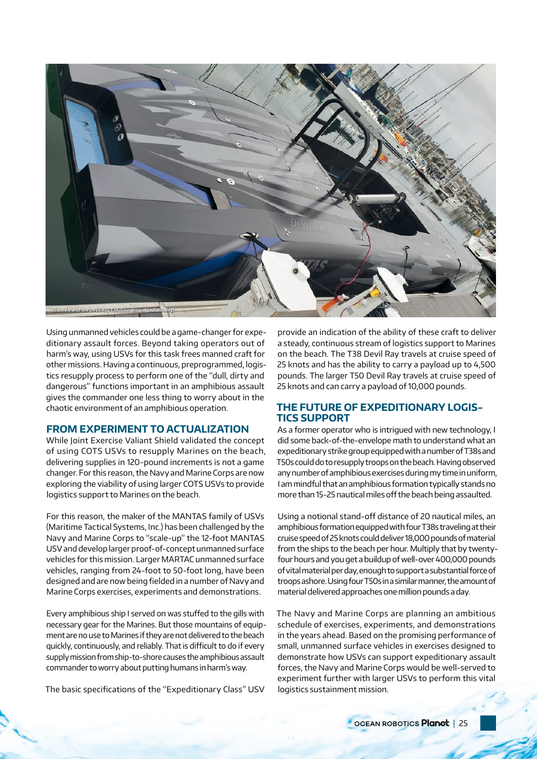Side View of the Devil Ray T38 (Courtesy of Jack Rowley)

Using unmanned vehicles could be a game-changer for expeditionary assault forces. Beyond taking operators out of harm's way, using USVs for this task frees manned craft for other missions. Having a continuous, preprogrammed, logistics resupply process to perform one of the "dull, dirty and dangerous" functions important in an amphibious assault gives the commander one less thing to worry about in the chaotic environment of an amphibious operation.

## FROM EXPERIMENT TO ACTUALIZATION

While Joint Exercise Valiant Shield validated the concept of using COTS USVs to resupply Marines on the beach, delivering supplies in 120-pound increments is not a game changer. For this reason, the Navy and Marine Corps are now exploring the viability of using larger COTS USVs to provide logistics support to Marines on the beach.

For this reason, the maker of the MANTAS family of USVs (Maritime Tactical Systems, Inc.) has been challenged by the Navy and Marine Corps to "scale-up" the 12-foot MANTAS USV and develop larger proof-of-concept unmanned surface vehicles for this mission. Larger MARTAC unmanned surface vehicles, ranging from 24-foot to 50-foot long, have been designed and are now being fielded in a number of Navy and Marine Corps exercises, experiments and demonstrations.

Every amphibious ship I served on was stuffed to the gills with necessary gear for the Marines. But those mountains of equipment are no use to Marines if they are not delivered to the beach quickly, continuously, and reliably. That is difficult to do if every supply mission from ship-to-shore causes the amphibious assault commander to worry about putting humans in harm's way.

The basic specifications of the "Expeditionary Class" USV provide an indication of the ability of these craft to deliver a steady, continuous stream of logistics support to Marines on the beach. The T38 Devil Ray travels at cruise speed of 25 knots and has the ability to carry a payload up to 4,500 pounds. The larger T50 Devil Ray travels at cruise speed of 25 knots and can carry a payload of 10,000 pounds.

## THE FUTURE OF EXPEDITIONARY LOGISTICS SUPPORT

As a former operator who is intrigued with new technology, I did some back-of-the-envelope math to understand what an expeditionary strike group equipped with a number of T38s and T50s could do to resupply troops on the beach. Having observed any number of amphibious exercises during my time in uniform, I am mindful that an amphibious formation typically stands no more than 15-25 nautical miles off the beach being assaulted.

Using a notional stand-off distance of 20 nautical miles, an amphibious formation equipped with four T38s traveling at their cruise speed of 25 knots could deliver 18,000 pounds of material from the ships to the beach per hour. Multiply that by twenty-four hours and you get a buildup of well-over 400,000 pounds of vital material per day, enough to support a substantial force of troops ashore. Using four T50s in a similar manner, the amount of material delivered approaches one million pounds a day.

The Navy and Marine Corps are planning an ambitious schedule of exercises, experiments, and demonstrations in the years ahead. Based on the promising performance of small, unmanned surface vehicles in exercises designed to demonstrate how USVs can support expeditionary assault forces, the Navy and Marine Corps would be well-served to experiment further with larger USVs to perform this vital logistics sustainment mission.